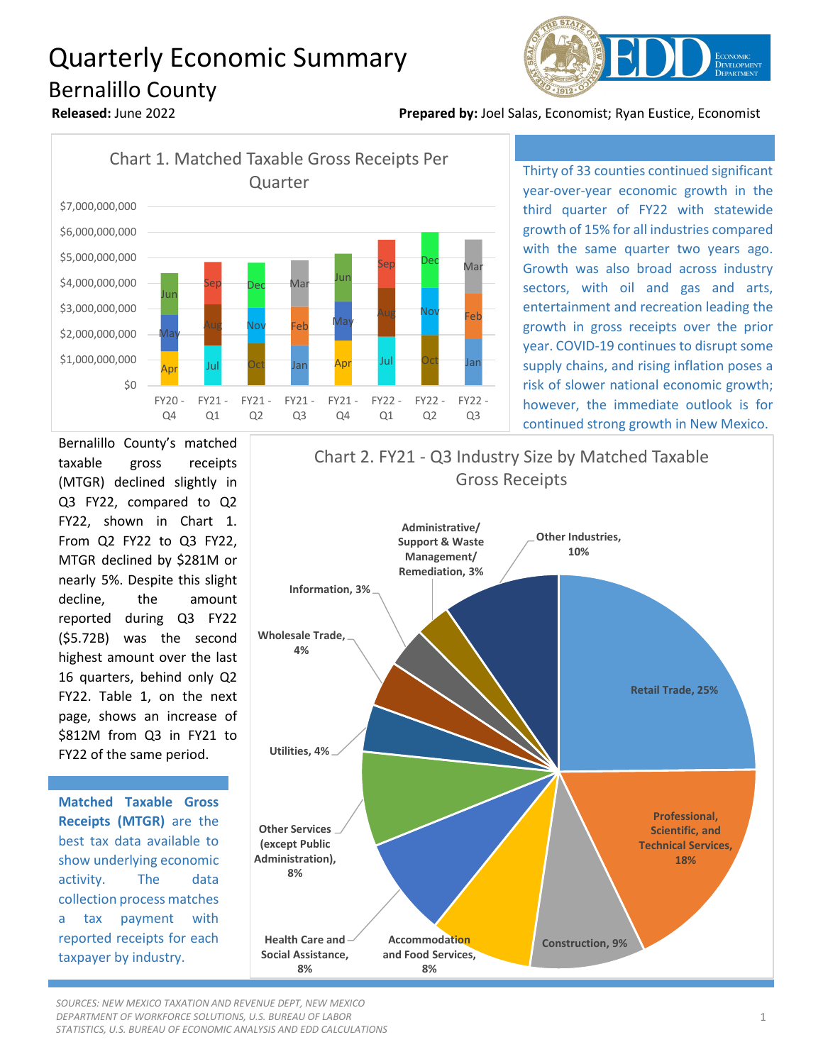# Quarterly Economic Summary

## Bernalillo County

**Released:** June 2022

**Prepared by:** Joel Salas, Economist; Ryan Eustice, Economist

Chart 1. Matched Taxable Gross Receipts Per Quarter

Thirty of 33 counties continued significant year-over-year economic growth in the third quarter of FY22 with statewide growth of 15% for all industries compared with the same quarter two years ago. Growth was also broad across industry sectors, with oil and gas and arts, entertainment and recreation leading the growth in gross receipts over the prior year. COVID-19 continues to disrupt some supply chains, and rising inflation poses a risk of slower national economic growth; however, the immediate outlook is for continued strong growth in New Mexico.

Bernalillo County's matched taxable gross receipts (MTGR) declined slightly in Q3 FY22, compared to Q2 FY22, shown in Chart 1. From Q2 FY22 to Q3 FY22, MTGR declined by $281M or nearly 5%. Despite this slight decline, the amount reported during Q3 FY22 ($5.72B) was the second highest amount over the last 16 quarters, behind only Q2 FY22. Table 1, on the next page, shows an increase of $812M from Q3 in FY21 to FY22 of the same period.

**Matched Taxable Gross Receipts (MTGR)** are the best tax data available to show underlying economic activity. The data collection process matches a tax payment with reported receipts for each taxpayer by industry.

Chart 2. FY21 - Q3 Industry Size by Matched Taxable Gross Receipts

- Retail Trade, 25%
- Professional, Scientific, and Technical Services, 18%
- Construction, 9%
- Accommodation and Food Services, 8%
- Health Care and Social Assistance, 8%
- Other Services (except Public Administration), 8%
- Utilities, 4%
- Wholesale Trade, 4%
- Information, 3%
- Administrative/ Support & Waste Management/ Remediation, 3%
- Other Industries, 10%

*SOURCES: NEW MEXICO TAXATION AND REVENUE DEPT, NEW MEXICO DEPARTMENT OF WORKFORCE SOLUTIONS, U.S. BUREAU OF LABOR STATISTICS, U.S. BUREAU OF ECONOMIC ANALYSIS AND EDD CALCULATIONS*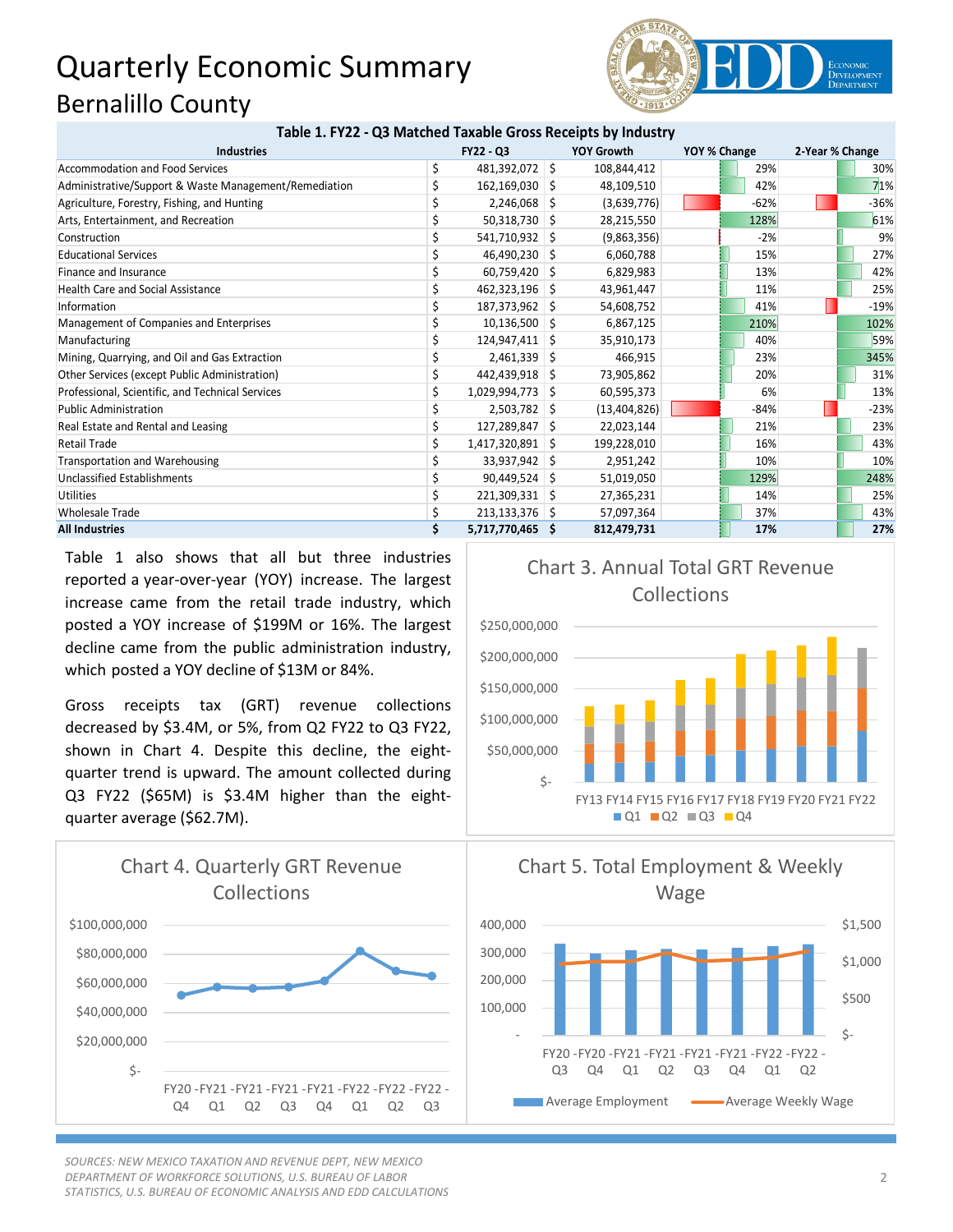# Quarterly Economic Summary

## Bernalillo County

**Table 1. FY22 - Q3 Matched Taxable Gross Receipts by Industry**

| Industries | FY22 - Q3 | YOY Growth | YOY % Change | 2-Year % Change |
|---|---|---|---|---|
| Accommodation and Food Services | $ 481,392,072 | $ 108,844,412 | 29% | 30% |
| Administrative/Support & Waste Management/Remediation | $ 162,169,030 | $ 48,109,510 | 42% | 71% |
| Agriculture, Forestry, Fishing, and Hunting | $ 2,246,068 | $ (3,639,776) | -62% | -36% |
| Arts, Entertainment, and Recreation | $ 50,318,730 | $ 28,215,550 | 128% | 61% |
| Construction | $ 541,710,932 | $ (9,863,356) | -2% | 9% |
| Educational Services | $ 46,490,230 | $ 6,060,788 | 15% | 27% |
| Finance and Insurance | $ 60,759,420 | $ 6,829,983 | 13% | 42% |
| Health Care and Social Assistance | $ 462,323,196 | $ 43,961,447 | 11% | 25% |
| Information | $ 187,373,962 | $ 54,608,752 | 41% | -19% |
| Management of Companies and Enterprises | $ 10,136,500 | $ 6,867,125 | 210% | 102% |
| Manufacturing | $ 124,947,411 | $ 35,910,173 | 40% | 59% |
| Mining, Quarrying, and Oil and Gas Extraction | $ 2,461,339 | $ 466,915 | 23% | 345% |
| Other Services (except Public Administration) | $ 442,439,918 | $ 73,905,862 | 20% | 31% |
| Professional, Scientific, and Technical Services | $ 1,029,994,773 | $ 60,595,373 | 6% | 13% |
| Public Administration | $ 2,503,782 | $ (13,404,826) | -84% | -23% |
| Real Estate and Rental and Leasing | $ 127,289,847 | $ 22,023,144 | 21% | 23% |
| Retail Trade | $ 1,417,320,891 | $ 199,228,010 | 16% | 43% |
| Transportation and Warehousing | $ 33,937,942 | $ 2,951,242 | 10% | 10% |
| Unclassified Establishments | $ 90,449,524 | $ 51,019,050 | 129% | 248% |
| Utilities | $ 221,309,331 | $ 27,365,231 | 14% | 25% |
| Wholesale Trade | $ 213,133,376 | $ 57,097,364 | 37% | 43% |
| **All Industries** | **$ 5,717,770,465** | **$ 812,479,731** | **17%** | **27%** |

Table 1 also shows that all but three industries reported a year-over-year (YOY) increase. The largest increase came from the retail trade industry, which posted a YOY increase of $199M or 16%. The largest decline came from the public administration industry, which posted a YOY decline of $13M or 84%.

Gross receipts tax (GRT) revenue collections decreased by $3.4M, or 5%, from Q2 FY22 to Q3 FY22, shown in Chart 4. Despite this decline, the eight-quarter trend is upward. The amount collected during Q3 FY22 ($65M) is $3.4M higher than the eight-quarter average ($62.7M).

Chart 3. Annual Total GRT Revenue Collections

Chart 4. Quarterly GRT Revenue Collections

Chart 5. Total Employment & Weekly Wage

*SOURCES: NEW MEXICO TAXATION AND REVENUE DEPT, NEW MEXICO DEPARTMENT OF WORKFORCE SOLUTIONS, U.S. BUREAU OF LABOR STATISTICS, U.S. BUREAU OF ECONOMIC ANALYSIS AND EDD CALCULATIONS*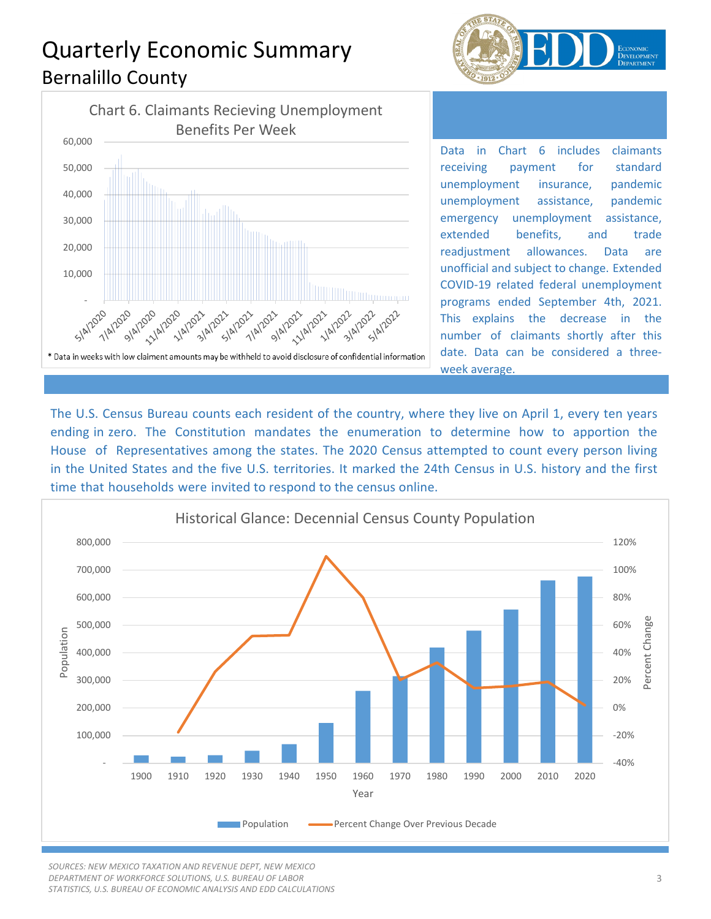# Quarterly Economic Summary

## Bernalillo County

Chart 6. Claimants Recieving Unemployment Benefits Per Week

60,000
50,000
40,000
30,000
20,000
10,000
-

5/4/2020 7/4/2020 9/4/2020 11/4/2020 1/4/2021 3/4/2021 5/4/2021 7/4/2021 9/4/2021 11/4/2021 1/4/2022 3/4/2022 5/4/2022

* Data in weeks with low claiment amounts may be withheld to avoid disclosure of confidential information

Data in Chart 6 includes claimants receiving payment for standard unemployment insurance, pandemic unemployment assistance, pandemic emergency unemployment assistance, extended benefits, and trade readjustment allowances. Data are unofficial and subject to change. Extended COVID-19 related federal unemployment programs ended September 4th, 2021. This explains the decrease in the number of claimants shortly after this date. Data can be considered a three-week average.

The U.S. Census Bureau counts each resident of the country, where they live on April 1, every ten years ending in zero. The Constitution mandates the enumeration to determine how to apportion the House of Representatives among the states. The 2020 Census attempted to count every person living in the United States and the five U.S. territories. It marked the 24th Census in U.S. history and the first time that households were invited to respond to the census online.

Historical Glance: Decennial Census County Population

Population
800,000
700,000
600,000
500,000
400,000
300,000
200,000
100,000
-

Percent Change
120%
100%
80%
60%
40%
20%
0%
-20%
-40%

Year
1900 1910 1920 1930 1940 1950 1960 1970 1980 1990 2000 2010 2020

Population
Percent Change Over Previous Decade

*SOURCES: NEW MEXICO TAXATION AND REVENUE DEPT, NEW MEXICO DEPARTMENT OF WORKFORCE SOLUTIONS, U.S. BUREAU OF LABOR STATISTICS, U.S. BUREAU OF ECONOMIC ANALYSIS AND EDD CALCULATIONS*